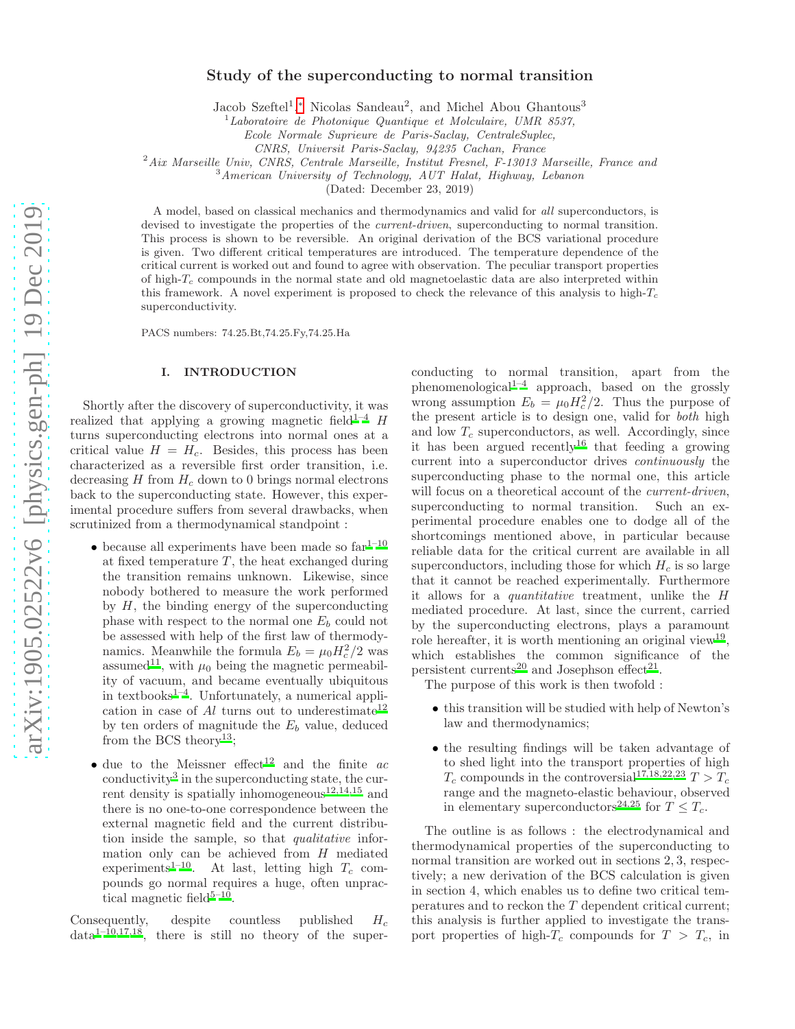# Study of the superconducting to normal transition

Jacob Szeftel[1,*], Nicolas Sandeau[2], and Michel Abou Ghantous[3]

[1] *Laboratoire de Photonique Quantique et Molculaire, UMR 8537, Ecole Normale Suprieure de Paris-Saclay, CentraleSuplec, CNRS, Universit Paris-Saclay, 94235 Cachan, France*

[2] *Aix Marseille Univ, CNRS, Centrale Marseille, Institut Fresnel, F-13013 Marseille, France and*

[3] *American University of Technology, AUT Halat, Highway, Lebanon*

(Dated: December 23, 2019)

A model, based on classical mechanics and thermodynamics and valid for *all* superconductors, is devised to investigate the properties of the *current-driven*, superconducting to normal transition. This process is shown to be reversible. An original derivation of the BCS variational procedure is given. Two different critical temperatures are introduced. The temperature dependence of the critical current is worked out and found to agree with observation. The peculiar transport properties of high-$T_c$ compounds in the normal state and old magnetoelastic data are also interpreted within this framework. A novel experiment is proposed to check the relevance of this analysis to high-$T_c$ superconductivity.

PACS numbers: 74.25.Bt,74.25.Fy,74.25.Ha

## I. INTRODUCTION

Shortly after the discovery of superconductivity, it was realized that applying a growing magnetic field[1–4] $H$ turns superconducting electrons into normal ones at a critical value $H = H_c$. Besides, this process has been characterized as a reversible first order transition, i.e. decreasing $H$ from $H_c$ down to 0 brings normal electrons back to the superconducting state. However, this experimental procedure suffers from several drawbacks, when scrutinized from a thermodynamical standpoint :

- because all experiments have been made so far[1–10] at fixed temperature $T$, the heat exchanged during the transition remains unknown. Likewise, since nobody bothered to measure the work performed by $H$, the binding energy of the superconducting phase with respect to the normal one $E_b$ could not be assessed with help of the first law of thermodynamics. Meanwhile the formula $E_b = \mu_0 H_c^2/2$ was assumed[11], with $\mu_0$ being the magnetic permeability of vacuum, and became eventually ubiquitous in textbooks[1–4]. Unfortunately, a numerical application in case of $Al$ turns out to underestimate[12] by ten orders of magnitude the $E_b$ value, deduced from the BCS theory[13];
- due to the Meissner effect[12] and the finite *ac* conductivity[3] in the superconducting state, the current density is spatially inhomogeneous[12,14,15] and there is no one-to-one correspondence between the external magnetic field and the current distribution inside the sample, so that *qualitative* information only can be achieved from $H$ mediated experiments[1–10]. At last, letting high $T_c$ compounds go normal requires a huge, often unpractical magnetic field[5–10].

Consequently, despite countless published $H_c$ data[1–10,17,18], there is still no theory of the superconducting to normal transition, apart from the phenomenological[1–4] approach, based on the grossly wrong assumption $E_b = \mu_0 H_c^2/2$. Thus the purpose of the present article is to design one, valid for *both* high and low $T_c$ superconductors, as well. Accordingly, since it has been argued recently[16] that feeding a growing current into a superconductor drives *continuously* the superconducting phase to the normal one, this article will focus on a theoretical account of the *current-driven*, superconducting to normal transition. Such an experimental procedure enables one to dodge all of the shortcomings mentioned above, in particular because reliable data for the critical current are available in all superconductors, including those for which $H_c$ is so large that it cannot be reached experimentally. Furthermore it allows for a *quantitative* treatment, unlike the $H$ mediated procedure. At last, since the current, carried by the superconducting electrons, plays a paramount role hereafter, it is worth mentioning an original view[19], which establishes the common significance of the persistent currents[20] and Josephson effect[21].

The purpose of this work is then twofold :

- this transition will be studied with help of Newton's law and thermodynamics;
- the resulting findings will be taken advantage of to shed light into the transport properties of high $T_c$ compounds in the controversial[17,18,22,23] $T > T_c$ range and the magneto-elastic behaviour, observed in elementary superconductors[24,25] for $T \leq T_c$.

The outline is as follows : the electrodynamical and thermodynamical properties of the superconducting to normal transition are worked out in sections 2, 3, respectively; a new derivation of the BCS calculation is given in section 4, which enables us to define two critical temperatures and to reckon the $T$ dependent critical current; this analysis is further applied to investigate the transport properties of high-$T_c$ compounds for $T > T_c$, in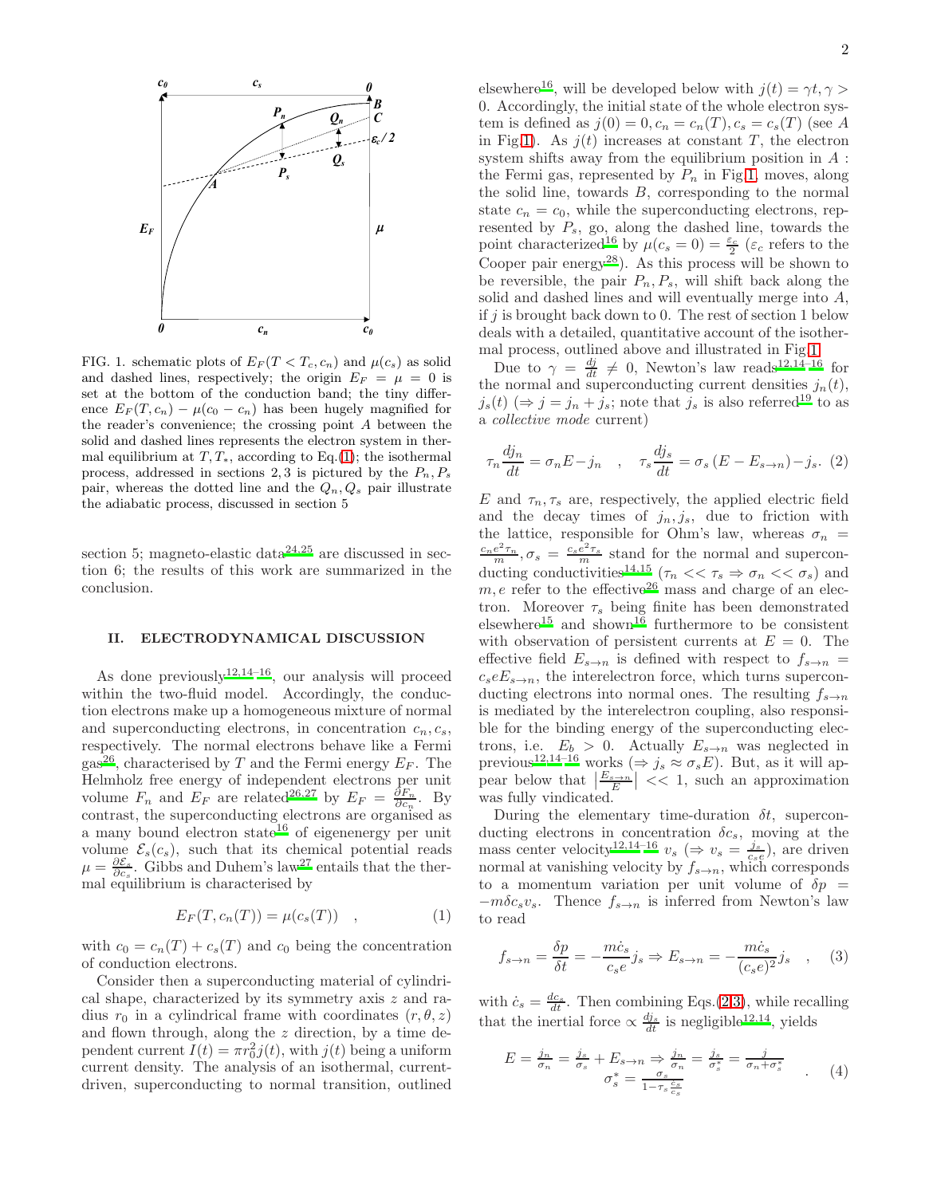FIG. 1. schematic plots of $E_F(T < T_c, c_n)$ and $\mu(c_s)$ as solid and dashed lines, respectively; the origin $E_F = \mu = 0$ is set at the bottom of the conduction band; the tiny difference $E_F(T, c_n) - \mu(c_0 - c_n)$ has been hugely magnified for the reader's convenience; the crossing point $A$ between the solid and dashed lines represents the electron system in thermal equilibrium at $T, T_*$, according to Eq.(1); the isothermal process, addressed in sections 2, 3 is pictured by the $P_n, P_s$ pair, whereas the dotted line and the $Q_n, Q_s$ pair illustrate the adiabatic process, discussed in section 5

section 5; magneto-elastic data[24,25] are discussed in section 6; the results of this work are summarized in the conclusion.

## II. ELECTRODYNAMICAL DISCUSSION

As done previously[12,14–16], our analysis will proceed within the two-fluid model. Accordingly, the conduction electrons make up a homogeneous mixture of normal and superconducting electrons, in concentration $c_n, c_s$, respectively. The normal electrons behave like a Fermi gas[26], characterised by $T$ and the Fermi energy $E_F$. The Helmholz free energy of independent electrons per unit volume $F_n$ and $E_F$ are related[26,27] by $E_F = \frac{\partial F_n}{\partial c_n}$. By contrast, the superconducting electrons are organised as a many bound electron state[16] of eigenenergy per unit volume $\mathcal{E}_s(c_s)$, such that its chemical potential reads $\mu = \frac{\partial \mathcal{E}_s}{\partial c_s}$. Gibbs and Duhem's law[27] entails that the thermal equilibrium is characterised by

$$E_F(T, c_n(T)) = \mu(c_s(T)) \quad , \tag{1}$$

with $c_0 = c_n(T) + c_s(T)$ and $c_0$ being the concentration of conduction electrons.

Consider then a superconducting material of cylindrical shape, characterized by its symmetry axis $z$ and radius $r_0$ in a cylindrical frame with coordinates $(r, \theta, z)$ and flown through, along the $z$ direction, by a time dependent current $I(t) = \pi r_0^2 j(t)$, with $j(t)$ being a uniform current density. The analysis of an isothermal, current-driven, superconducting to normal transition, outlined elsewhere[16], will be developed below with $j(t) = \gamma t, \gamma > 0$. Accordingly, the initial state of the whole electron system is defined as $j(0) = 0, c_n = c_n(T), c_s = c_s(T)$ (see $A$ in Fig.1). As $j(t)$ increases at constant $T$, the electron system shifts away from the equilibrium position in $A$ : the Fermi gas, represented by $P_n$ in Fig.1, moves, along the solid line, towards $B$, corresponding to the normal state $c_n = c_0$, while the superconducting electrons, represented by $P_s$, go, along the dashed line, towards the point characterized[16] by $\mu(c_s = 0) = \frac{\varepsilon_c}{2}$ ($\varepsilon_c$ refers to the Cooper pair energy[28]). As this process will be shown to be reversible, the pair $P_n, P_s$, will shift back along the solid and dashed lines and will eventually merge into $A$, if $j$ is brought back down to 0. The rest of section 1 below deals with a detailed, quantitative account of the isothermal process, outlined above and illustrated in Fig.1.

Due to $\gamma = \frac{dj}{dt} \neq 0$, Newton's law reads[12,14–16] for the normal and superconducting current densities $j_n(t)$, $j_s(t)$ ($\Rightarrow j = j_n + j_s$; note that $j_s$ is also referred[19] to as a *collective mode* current)

$$\tau_n \frac{dj_n}{dt} = \sigma_n E - j_n \quad , \quad \tau_s \frac{dj_s}{dt} = \sigma_s \left(E - E_{s\to n}\right) - j_s . \tag{2}$$

$E$ and $\tau_n, \tau_s$ are, respectively, the applied electric field and the decay times of $j_n, j_s$, due to friction with the lattice, responsible for Ohm's law, whereas $\sigma_n = \frac{c_n e^2 \tau_n}{m}, \sigma_s = \frac{c_s e^2 \tau_s}{m}$ stand for the normal and superconducting conductivities[14,15] ($\tau_n << \tau_s \Rightarrow \sigma_n << \sigma_s$) and $m, e$ refer to the effective[26] mass and charge of an electron. Moreover $\tau_s$ being finite has been demonstrated elsewhere[15] and shown[16] furthermore to be consistent with observation of persistent currents at $E = 0$. The effective field $E_{s\to n}$ is defined with respect to $f_{s\to n} = c_s e E_{s\to n}$, the interelectron force, which turns superconducting electrons into normal ones. The resulting $f_{s\to n}$ is mediated by the interelectron coupling, also responsible for the binding energy of the superconducting electrons, i.e. $E_b > 0$. Actually $E_{s\to n}$ was neglected in previous[12,14–16] works ($\Rightarrow j_s \approx \sigma_s E$). But, as it will appear below that $\left|\frac{E_{s\to n}}{E}\right| << 1$, such an approximation was fully vindicated.

During the elementary time-duration $\delta t$, superconducting electrons in concentration $\delta c_s$, moving at the mass center velocity[12,14–16] $v_s$ ($\Rightarrow v_s = \frac{j_s}{c_s e}$), are driven normal at vanishing velocity by $f_{s\to n}$, which corresponds to a momentum variation per unit volume of $\delta p = -m \delta c_s v_s$. Thence $f_{s\to n}$ is inferred from Newton's law to read

$$f_{s\to n} = \frac{\delta p}{\delta t} = -\frac{m \dot{c}_s}{c_s e} j_s \Rightarrow E_{s\to n} = -\frac{m \dot{c}_s}{(c_s e)^2} j_s \quad , \tag{3}$$

with $\dot{c}_s = \frac{dc_s}{dt}$. Then combining Eqs.(2,3), while recalling that the inertial force $\propto \frac{dj_s}{dt}$ is negligible[12,14], yields

$$E = \frac{j_n}{\sigma_n} = \frac{j_s}{\sigma_s} + E_{s\to n} \Rightarrow \frac{j_n}{\sigma_n} = \frac{j_s}{\sigma_s^*} = \frac{j}{\sigma_n + \sigma_s^*} \quad . \tag{4}$$
$$\sigma_s^* = \frac{\sigma_s}{1 - \tau_s \frac{\dot{c}_s}{c_s}}$$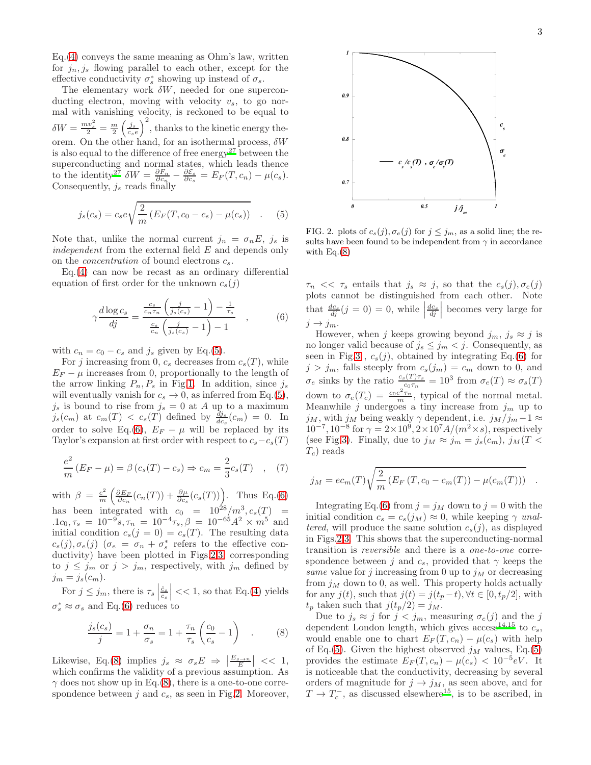Eq.(4) conveys the same meaning as Ohm's law, written for $j_n, j_s$ flowing parallel to each other, except for the effective conductivity $\sigma_s^*$ showing up instead of $\sigma_s$.

The elementary work $\delta W$, needed for one superconducting electron, moving with velocity $v_s$, to go normal with vanishing velocity, is reckoned to be equal to $\delta W = \frac{m v_s^2}{2} = \frac{m}{2}\left(\frac{j_s}{c_s e}\right)^2$, thanks to the kinetic energy theorem. On the other hand, for an isothermal process, $\delta W$ is also equal to the difference of free energy[27] between the superconducting and normal states, which leads thence to the identity[27] $\delta W = \frac{\partial F_n}{\partial c_n} - \frac{\partial \mathcal{E}_s}{\partial c_s} = E_F(T, c_n) - \mu(c_s)$. Consequently, $j_s$ reads finally

$$j_s(c_s) = c_s e \sqrt{\frac{2}{m}\left(E_F(T, c_0 - c_s) - \mu(c_s)\right)} \quad . \quad (5)$$

Note that, unlike the normal current $j_n = \sigma_n E$, $j_s$ is *independent* from the external field $E$ and depends only on the *concentration* of bound electrons $c_s$.

Eq.(4) can now be recast as an ordinary differential equation of first order for the unknown $c_s(j)$

$$\gamma \frac{d \log c_s}{dj} = \frac{\frac{c_s}{c_n \tau_n}\left(\frac{j}{j_s(c_s)} - 1\right) - \frac{1}{\tau_s}}{\frac{c_s}{c_n}\left(\frac{j}{j_s(c_s)} - 1\right) - 1} \quad , \quad (6)$$

with $c_n = c_0 - c_s$ and $j_s$ given by Eq.(5).

For $j$ increasing from 0, $c_s$ decreases from $c_s(T)$, while $E_F - \mu$ increases from 0, proportionally to the length of the arrow linking $P_n, P_s$ in Fig.1. In addition, since $j_s$ will eventually vanish for $c_s \to 0$, as inferred from Eq.(5), $j_s$ is bound to rise from $j_s = 0$ at $A$ up to a maximum $j_s(c_m)$ at $c_m(T) < c_s(T)$ defined by $\frac{dj_s}{dc_s}(c_m) = 0$. In order to solve Eq.(6), $E_F - \mu$ will be replaced by its Taylor's expansion at first order with respect to $c_s - c_s(T)$

$$\frac{e^2}{m}\left(E_F - \mu\right) = \beta\left(c_s(T) - c_s\right) \Rightarrow c_m = \frac{2}{3} c_s(T) \quad , \quad (7)$$

with $\beta = \frac{e^2}{m}\left(\frac{\partial E_F}{\partial c_n}(c_n(T)) + \frac{\partial \mu}{\partial c_s}(c_s(T))\right)$. Thus Eq.(6) has been integrated with $c_0 = 10^{28}/m^3, c_s(T) = .1c_0, \tau_s = 10^{-9}s, \tau_n = 10^{-4}\tau_s, \beta = 10^{-65}A^2 \times m^5$ and initial condition $c_s(j = 0) = c_s(T)$. The resulting data $c_s(j), \sigma_e(j)$ ($\sigma_e = \sigma_n + \sigma_s^*$ refers to the effective conductivity) have been plotted in Figs.2,3, corresponding to $j \leq j_m$ or $j > j_m$, respectively, with $j_m$ defined by $j_m = j_s(c_m)$.

For $j \leq j_m$, there is $\tau_s \left|\frac{\dot{c}_s}{c_s}\right| << 1$, so that Eq.(4) yields $\sigma_s^* \approx \sigma_s$ and Eq.(6) reduces to

$$\frac{j_s(c_s)}{j} = 1 + \frac{\sigma_n}{\sigma_s} = 1 + \frac{\tau_n}{\tau_s}\left(\frac{c_0}{c_s} - 1\right) \quad . \quad (8)$$

Likewise, Eq.(8) implies $j_s \approx \sigma_s E \Rightarrow \left|\frac{E_{s \to n}}{E}\right| << 1$, which confirms the validity of a previous assumption. As $\gamma$ does not show up in Eq.(8), there is a one-to-one correspondence between $j$ and $c_s$, as seen in Fig.2. Moreover, $\tau_n << \tau_s$ entails that $j_s \approx j$, so that the $c_s(j), \sigma_e(j)$ plots cannot be distinguished from each other. Note that $\frac{dc_s}{dj}(j = 0) = 0$, while $\left|\frac{dc_s}{dj}\right|$ becomes very large for $j \to j_m$.

FIG. 2. plots of $c_s(j), \sigma_e(j)$ for $j \leq j_m$, as a solid line; the results have been found to be independent from $\gamma$ in accordance with Eq.(8)

However, when $j$ keeps growing beyond $j_m$, $j_s \approx j$ is no longer valid because of $j_s \leq j_m < j$. Consequently, as seen in Fig.3 , $c_s(j)$, obtained by integrating Eq.(6) for $j > j_m$, falls steeply from $c_s(j_m) = c_m$ down to 0, and $\sigma_e$ sinks by the ratio $\frac{c_s(T)\tau_s}{c_0 \tau_n} = 10^3$ from $\sigma_e(T) \approx \sigma_s(T)$ down to $\sigma_e(T_c) = \frac{c_0 e^2 \tau_n}{m}$, typical of the normal metal. Meanwhile $j$ undergoes a tiny increase from $j_m$ up to $j_M$, with $j_M$ being weakly $\gamma$ dependent, i.e. $j_M/j_m - 1 \approx 10^{-7}, 10^{-8}$ for $\gamma = 2 \times 10^9, 2 \times 10^7 A/(m^2 \times s)$, respectively (see Fig.3). Finally, due to $j_M \approx j_m = j_s(c_m)$, $j_M(T < T_c)$ reads

$$j_M = e c_m(T) \sqrt{\frac{2}{m}\left(E_F\left(T, c_0 - c_m(T)\right) - \mu(c_m(T))\right)} \quad .$$

Integrating Eq.(6) from $j = j_M$ down to $j = 0$ with the initial condition $c_s = c_s(j_M) \approx 0$, while keeping $\gamma$ *unaltered*, will produce the same solution $c_s(j)$, as displayed in Figs.2,3. This shows that the superconducting-normal transition is *reversible* and there is a *one-to-one* correspondence between $j$ and $c_s$, provided that $\gamma$ keeps the *same* value for $j$ increasing from 0 up to $j_M$ or decreasing from $j_M$ down to 0, as well. This property holds actually for any $j(t)$, such that $j(t) = j(t_p - t), \forall t \in [0, t_p/2]$, with $t_p$ taken such that $j(t_p/2) = j_M$.

Due to $j_s \approx j$ for $j < j_m$, measuring $\sigma_e(j)$ and the $j$ dependent London length, which gives access[14,15] to $c_s$, would enable one to chart $E_F(T, c_n) - \mu(c_s)$ with help of Eq.(5). Given the highest observed $j_M$ values, Eq.(5) provides the estimate $E_F(T, c_n) - \mu(c_s) < 10^{-5}eV$. It is noticeable that the conductivity, decreasing by several orders of magnitude for $j \to j_M$, as seen above, and for $T \to T_c^-$, as discussed elsewhere[15], is to be ascribed, in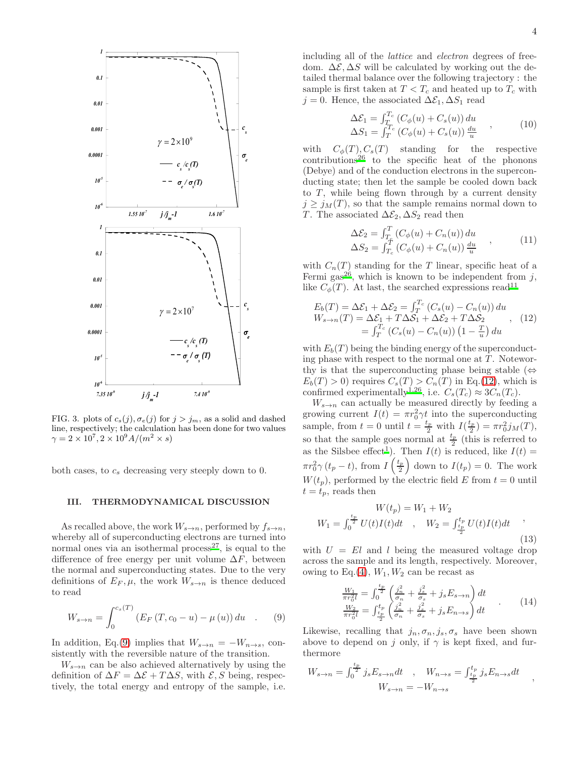FIG. 3. plots of $c_s(j), \sigma_e(j)$ for $j > j_m$, as a solid and dashed line, respectively; the calculation has been done for two values $\gamma = 2 \times 10^7, 2 \times 10^9 A/(m^2 \times s)$

both cases, to $c_s$ decreasing very steeply down to 0.

## III. THERMODYNAMICAL DISCUSSION

As recalled above, the work $W_{s\to n}$, performed by $f_{s\to n}$, whereby all of superconducting electrons are turned into normal ones via an isothermal process[27], is equal to the difference of free energy per unit volume $\Delta F$, between the normal and superconducting states. Due to the very definitions of $E_F, \mu$, the work $W_{s\to n}$ is thence deduced to read

$$W_{s\to n} = \int_0^{c_s(T)} \left( E_F\left(T, c_0 - u\right) - \mu\left(u\right)\right) du \quad . \qquad (9)$$

In addition, Eq.(9) implies that $W_{s\to n} = -W_{n\to s}$, consistently with the reversible nature of the transition.

$W_{s\to n}$ can be also achieved alternatively by using the definition of $\Delta F = \Delta\mathcal{E} + T\Delta S$, with $\mathcal{E}, S$ being, respectively, the total energy and entropy of the sample, i.e. including all of the *lattice* and *electron* degrees of freedom. $\Delta\mathcal{E}, \Delta S$ will be calculated by working out the detailed thermal balance over the following trajectory : the sample is first taken at $T < T_c$ and heated up to $T_c$ with $j = 0$. Hence, the associated $\Delta\mathcal{E}_1, \Delta S_1$ read

$$\begin{array}{l} \Delta\mathcal{E}_1 = \int_T^{T_c} \left(C_\phi(u) + C_s(u)\right) du \\ \Delta S_1 = \int_T^{T_c} \left(C_\phi(u) + C_s(u)\right) \frac{du}{u} \end{array} \quad , \qquad (10)$$

with $C_\phi(T), C_s(T)$ standing for the respective contributions[26] to the specific heat of the phonons (Debye) and of the conduction electrons in the superconducting state; then let the sample be cooled down back to $T$, while being flown through by a current density $j \geq j_M(T)$, so that the sample remains normal down to $T$. The associated $\Delta\mathcal{E}_2, \Delta S_2$ read then

$$\begin{array}{l} \Delta\mathcal{E}_2 = \int_{T_c}^{T} \left(C_\phi(u) + C_n(u)\right) du \\ \Delta S_2 = \int_{T_c}^{T} \left(C_\phi(u) + C_n(u)\right) \frac{du}{u} \end{array} \quad , \qquad (11)$$

with $C_n(T)$ standing for the $T$ linear, specific heat of a Fermi gas[26], which is known to be independent from $j$, like $C_\phi(T)$. At last, the searched expressions read[11]

$$\begin{array}{l} E_b(T) = \Delta\mathcal{E}_1 + \Delta\mathcal{E}_2 = \int_T^{T_c} \left(C_s(u) - C_n(u)\right) du \\ W_{s\to n}(T) = \Delta\mathcal{E}_1 + T\Delta S_1 + \Delta\mathcal{E}_2 + T\Delta S_2 \\ \qquad = \int_T^{T_c} \left(C_s(u) - C_n(u)\right)\left(1 - \frac{T}{u}\right) du \end{array} \quad , \qquad (12)$$

with $E_b(T)$ being the binding energy of the superconducting phase with respect to the normal one at $T$. Noteworthy is that the superconducting phase being stable ($\Leftrightarrow$ $E_b(T) > 0$) requires $C_s(T) > C_n(T)$ in Eq.(12), which is confirmed experimentally[1,26], i.e. $C_s(T_c) \approx 3C_n(T_c)$.

$W_{s\to n}$ can actually be measured directly by feeding a growing current $I(t) = \pi r_0^2 \gamma t$ into the superconducting sample, from $t = 0$ until $t = \frac{t_p}{2}$ with $I(\frac{t_p}{2}) = \pi r_0^2 j_M(T)$, so that the sample goes normal at $\frac{t_p}{2}$ (this is referred to as the Silsbee effect[1]). Then $I(t)$ is reduced, like $I(t) = \pi r_0^2 \gamma\left(t_p - t\right)$, from $I\left(\frac{t_p}{2}\right)$ down to $I(t_p) = 0$. The work $W(t_p)$, performed by the electric field $E$ from $t = 0$ until $t = t_p$, reads then

$$\begin{array}{c} W(t_p) = W_1 + W_2 \\ W_1 = \int_0^{\frac{t_p}{2}} U(t)I(t)dt \quad , \quad W_2 = \int_{\frac{t_p}{2}}^{t_p} U(t)I(t)dt \end{array} \quad , \qquad (13)$$

with $U = El$ and $l$ being the measured voltage drop across the sample and its length, respectively. Moreover, owing to Eq.(4), $W_1, W_2$ can be recast as

$$\begin{array}{l} \frac{W_1}{\pi r_0^2 l} = \int_0^{\frac{t_p}{2}} \left(\frac{j_n^2}{\sigma_n} + \frac{j_s^2}{\sigma_s} + j_s E_{s\to n}\right) dt \\ \frac{W_2}{\pi r_0^2 l} = \int_{\frac{t_p}{2}}^{t_p} \left(\frac{j_n^2}{\sigma_n} + \frac{j_s^2}{\sigma_s} + j_s E_{n\to s}\right) dt \end{array} \quad . \qquad (14)$$

Likewise, recalling that $j_n, \sigma_n, j_s, \sigma_s$ have been shown above to depend on $j$ only, if $\gamma$ is kept fixed, and furthermore

$$\begin{array}{c} W_{s\to n} = \int_0^{\frac{t_p}{2}} j_s E_{s\to n} dt \quad , \quad W_{n\to s} = \int_{\frac{t_p}{2}}^{t_p} j_s E_{n\to s} dt \\ W_{s\to n} = -W_{n\to s} \end{array} \quad ,$$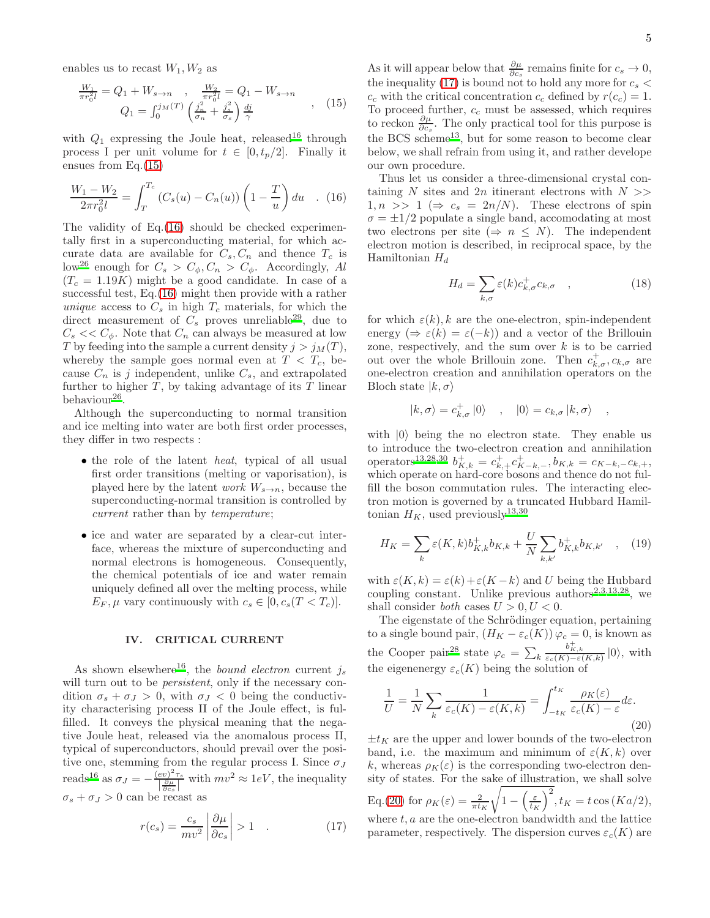enables us to recast $W_1, W_2$ as

$$\frac{W_1}{\pi r_0^2 l} = Q_1 + W_{s\to n} \quad , \quad \frac{W_2}{\pi r_0^2 l} = Q_1 - W_{s\to n} \qquad , \quad (15)$$
$$Q_1 = \int_0^{j_M(T)} \left(\frac{j_n^2}{\sigma_n} + \frac{j_s^2}{\sigma_s}\right)\frac{dj}{\gamma}$$

with $Q_1$ expressing the Joule heat, released[16] through process I per unit volume for $t \in [0, t_p/2]$. Finally it ensues from Eq.(15)

$$\frac{W_1 - W_2}{2\pi r_0^2 l} = \int_T^{T_c} \left(C_s(u) - C_n(u)\right)\left(1 - \frac{T}{u}\right) du \quad . \quad (16)$$

The validity of Eq.(16) should be checked experimentally first in a superconducting material, for which accurate data are available for $C_s, C_n$ and thence $T_c$ is low[26] enough for $C_s > C_\phi, C_n > C_\phi$. Accordingly, *Al* ($T_c = 1.19K$) might be a good candidate. In case of a successful test, Eq.(16) might then provide with a rather *unique* access to $C_s$ in high $T_c$ materials, for which the direct measurement of $C_s$ proves unreliable[29], due to $C_s << C_\phi$. Note that $C_n$ can always be measured at low $T$ by feeding into the sample a current density $j > j_M(T)$, whereby the sample goes normal even at $T < T_c$, because $C_n$ is $j$ independent, unlike $C_s$, and extrapolated further to higher $T$, by taking advantage of its $T$ linear behaviour[26].

Although the superconducting to normal transition and ice melting into water are both first order processes, they differ in two respects :

- the role of the latent *heat*, typical of all usual first order transitions (melting or vaporisation), is played here by the latent *work* $W_{s\to n}$, because the superconducting-normal transition is controlled by *current* rather than by *temperature*;
- ice and water are separated by a clear-cut interface, whereas the mixture of superconducting and normal electrons is homogeneous. Consequently, the chemical potentials of ice and water remain uniquely defined all over the melting process, while $E_F, \mu$ vary continuously with $c_s \in [0, c_s(T < T_c)]$.

## IV. CRITICAL CURRENT

As shown elsewhere[16], the *bound electron* current $j_s$ will turn out to be *persistent*, only if the necessary condition $\sigma_s + \sigma_J > 0$, with $\sigma_J < 0$ being the conductivity characterising process II of the Joule effect, is fulfilled. It conveys the physical meaning that the negative Joule heat, released via the anomalous process II, typical of superconductors, should prevail over the positive one, stemming from the regular process I. Since $\sigma_J$ reads[16] as $\sigma_J = -\frac{(ev)^2 \tau_s}{\left|\frac{\partial \mu}{\partial c_s}\right|}$ with $mv^2 \approx 1eV$, the inequality $\sigma_s + \sigma_J > 0$ can be recast as

$$r(c_s) = \frac{c_s}{mv^2}\left|\frac{\partial \mu}{\partial c_s}\right| > 1 \quad . \quad (17)$$

As it will appear below that $\frac{\partial \mu}{\partial c_s}$ remains finite for $c_s \to 0$, the inequality (17) is bound not to hold any more for $c_s < c_c$ with the critical concentration $c_c$ defined by $r(c_c) = 1$. To proceed further, $c_c$ must be assessed, which requires to reckon $\frac{\partial \mu}{\partial c_s}$. The only practical tool for this purpose is the BCS scheme[13], but for some reason to become clear below, we shall refrain from using it, and rather develope our own procedure.

Thus let us consider a three-dimensional crystal containing $N$ sites and $2n$ itinerant electrons with $N >> 1, n >> 1$ ($\Rightarrow c_s = 2n/N$). These electrons of spin $\sigma = \pm 1/2$ populate a single band, accomodating at most two electrons per site ($\Rightarrow n \le N$). The independent electron motion is described, in reciprocal space, by the Hamiltonian $H_d$

$$H_d = \sum_{k,\sigma} \varepsilon(k) c_{k,\sigma}^+ c_{k,\sigma} \quad , \quad (18)$$

for which $\varepsilon(k), k$ are the one-electron, spin-independent energy ($\Rightarrow \varepsilon(k) = \varepsilon(-k)$) and a vector of the Brillouin zone, respectively, and the sum over $k$ is to be carried out over the whole Brillouin zone. Then $c_{k,\sigma}^+, c_{k,\sigma}$ are one-electron creation and annihilation operators on the Bloch state $|k,\sigma\rangle$

$$|k,\sigma\rangle = c_{k,\sigma}^+ |0\rangle \quad , \quad |0\rangle = c_{k,\sigma} |k,\sigma\rangle \quad ,$$

with $|0\rangle$ being the no electron state. They enable us to introduce the two-electron creation and annihilation operators[13,28,30] $b_{K,k}^+ = c_{k,+}^+ c_{K-k,-}^+, b_{K,k} = c_{K-k,-} c_{k,+}$, which operate on hard-core bosons and thence do not fulfill the boson commutation rules. The interacting electron motion is governed by a truncated Hubbard Hamiltonian $H_K$, used previously[13,30]

$$H_K = \sum_k \varepsilon(K,k) b_{K,k}^+ b_{K,k} + \frac{U}{N}\sum_{k,k'} b_{K,k}^+ b_{K,k'} \quad , \quad (19)$$

with $\varepsilon(K,k) = \varepsilon(k) + \varepsilon(K-k)$ and $U$ being the Hubbard coupling constant. Unlike previous authors[2,3,13,28], we shall consider *both* cases $U > 0, U < 0$.

The eigenstate of the Schrödinger equation, pertaining to a single bound pair, $(H_K - \varepsilon_c(K))\varphi_c = 0$, is known as the Cooper pair[28] state $\varphi_c = \sum_k \frac{b_{K,k}^+}{\varepsilon_c(K) - \varepsilon(K,k)}|0\rangle$, with the eigenenergy $\varepsilon_c(K)$ being the solution of

$$\frac{1}{U} = \frac{1}{N}\sum_k \frac{1}{\varepsilon_c(K) - \varepsilon(K,k)} = \int_{-t_K}^{t_K} \frac{\rho_K(\varepsilon)}{\varepsilon_c(K) - \varepsilon} d\varepsilon. \quad (20)$$

$\pm t_K$ are the upper and lower bounds of the two-electron band, i.e. the maximum and minimum of $\varepsilon(K,k)$ over $k$, whereas $\rho_K(\varepsilon)$ is the corresponding two-electron density of states. For the sake of illustration, we shall solve Eq.(20) for $\rho_K(\varepsilon) = \frac{2}{\pi t_K}\sqrt{1 - \left(\frac{\varepsilon}{t_K}\right)^2}, t_K = t\cos(Ka/2)$, where $t, a$ are the one-electron bandwidth and the lattice parameter, respectively. The dispersion curves $\varepsilon_c(K)$ are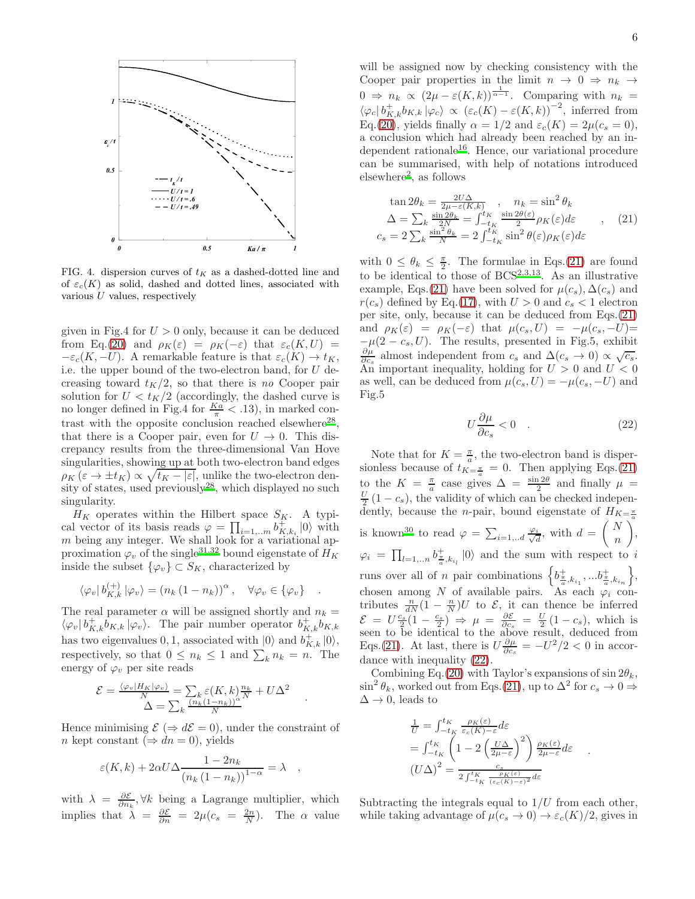FIG. 4. dispersion curves of $t_K$ as a dashed-dotted line and of $\varepsilon_c(K)$ as solid, dashed and dotted lines, associated with various $U$ values, respectively

given in Fig.4 for $U > 0$ only, because it can be deduced from Eq.(20) and $\rho_K(\varepsilon) = \rho_K(-\varepsilon)$ that $\varepsilon_c(K, U) = -\varepsilon_c(K, -U)$. A remarkable feature is that $\varepsilon_c(K) \to t_K$, i.e. the upper bound of the two-electron band, for $U$ decreasing toward $t_K/2$, so that there is *no* Cooper pair solution for $U < t_K/2$ (accordingly, the dashed curve is no longer defined in Fig.4 for $\frac{Ka}{\pi} < .13$), in marked contrast with the opposite conclusion reached elsewhere[28], that there is a Cooper pair, even for $U \to 0$. This discrepancy results from the three-dimensional Van Hove singularities, showing up at both two-electron band edges $\rho_K(\varepsilon \to \pm t_K) \propto \sqrt{t_K - |\varepsilon|}$, unlike the two-electron density of states, used previously[28], which displayed no such singularity.

$H_K$ operates within the Hilbert space $S_K$. A typical vector of its basis reads $\varphi = \prod_{i=1,..m} b^+_{K,k_i} |0\rangle$ with $m$ being any integer. We shall look for a variational approximation $\varphi_v$ of the single[31,32] bound eigenstate of $H_K$ inside the subset $\{\varphi_v\} \subset S_K$, characterized by

$$\langle\varphi_v| b^{(+)}_{K,k} |\varphi_v\rangle = (n_k (1 - n_k))^\alpha , \quad \forall \varphi_v \in \{\varphi_v\} \quad .$$

The real parameter $\alpha$ will be assigned shortly and $n_k = \langle\varphi_v| b^+_{K,k} b_{K,k} |\varphi_v\rangle$. The pair number operator $b^+_{K,k} b_{K,k}$ has two eigenvalues $0, 1$, associated with $|0\rangle$ and $b^+_{K,k}|0\rangle$, respectively, so that $0 \le n_k \le 1$ and $\sum_k n_k = n$. The energy of $\varphi_v$ per site reads

$$\begin{array}{c} \mathcal{E} = \frac{\langle\varphi_v|H_K|\varphi_v\rangle}{N} = \sum_k \varepsilon(K,k)\frac{n_k}{N} + U\Delta^2 \\ \Delta = \sum_k \frac{(n_k(1-n_k))^\alpha}{N} \end{array} \quad .$$

Hence minimising $\mathcal{E}$ ($\Rightarrow d\mathcal{E} = 0$), under the constraint of $n$ kept constant ($\Rightarrow dn = 0$), yields

$$\varepsilon(K,k) + 2\alpha U \Delta \frac{1 - 2n_k}{(n_k (1 - n_k))^{1-\alpha}} = \lambda \quad ,$$

with $\lambda = \frac{\partial \mathcal{E}}{\partial n_k}, \forall k$ being a Lagrange multiplier, which implies that $\lambda = \frac{\partial \mathcal{E}}{\partial n} = 2\mu(c_s = \frac{2n}{N})$. The $\alpha$ value will be assigned now by checking consistency with the Cooper pair properties in the limit $n \to 0 \Rightarrow n_k \to 0 \Rightarrow n_k \propto (2\mu - \varepsilon(K,k))^{\frac{1}{\alpha - 1}}$. Comparing with $n_k = \langle\varphi_c| b^+_{K,k} b_{K,k} |\varphi_c\rangle \propto (\varepsilon_c(K) - \varepsilon(K,k))^{-2}$, inferred from Eq.(20), yields finally $\alpha = 1/2$ and $\varepsilon_c(K) = 2\mu(c_s = 0)$, a conclusion which had already been reached by an independent rationale[16]. Hence, our variational procedure can be summarised, with help of notations introduced elsewhere[2], as follows

$$\begin{array}{c} \tan 2\theta_k = \frac{2U\Delta}{2\mu - \varepsilon(K,k)} \quad , \quad n_k = \sin^2\theta_k \\ \Delta = \sum_k \frac{\sin 2\theta_k}{2N} = \int_{-t_K}^{t_K} \frac{\sin 2\theta(\varepsilon)}{2}\rho_K(\varepsilon) d\varepsilon \\ c_s = 2\sum_k \frac{\sin^2\theta_k}{N} = 2\int_{-t_K}^{t_K} \sin^2\theta(\varepsilon)\rho_K(\varepsilon) d\varepsilon \end{array} \quad , \quad (21)$$

with $0 \le \theta_k \le \frac{\pi}{2}$. The formulae in Eqs.(21) are found to be identical to those of BCS[2,3,13]. As an illustrative example, Eqs.(21) have been solved for $\mu(c_s), \Delta(c_s)$ and $r(c_s)$ defined by Eq.(17), with $U > 0$ and $c_s < 1$ electron per site, only, because it can be deduced from Eqs.(21) and $\rho_K(\varepsilon) = \rho_K(-\varepsilon)$ that $\mu(c_s, U) = -\mu(c_s, -U) = -\mu(2 - c_s, U)$. The results, presented in Fig.5, exhibit $\frac{\partial \mu}{\partial c_s}$ almost independent from $c_s$ and $\Delta(c_s \to 0) \propto \sqrt{c_s}$. An important inequality, holding for $U > 0$ and $U < 0$ as well, can be deduced from $\mu(c_s, U) = -\mu(c_s, -U)$ and Fig.5

$$U \frac{\partial \mu}{\partial c_s} < 0 \quad . \quad (22)$$

Note that for $K = \frac{\pi}{a}$, the two-electron band is dispersionless because of $t_{K=\frac{\pi}{a}} = 0$. Then applying Eqs.(21) to the $K = \frac{\pi}{a}$ case gives $\Delta = \frac{\sin 2\theta}{2}$ and finally $\mu = \frac{U}{2}(1 - c_s)$, the validity of which can be checked independently, because the $n$-pair, bound eigenstate of $H_{K=\frac{\pi}{a}}$ is known[30] to read $\varphi = \sum_{i=1,..d} \frac{\varphi_i}{\sqrt{d}}$, with $d = \begin{pmatrix} N \\ n \end{pmatrix}$, $\varphi_i = \prod_{l=1,..n} b^+_{\frac{\pi}{a},k_{i_l}} |0\rangle$ and the sum with respect to $i$ runs over all of $n$ pair combinations $\left\{ b^+_{\frac{\pi}{a},k_{i_1}}, ...b^+_{\frac{\pi}{a},k_{i_n}} \right\}$, chosen among $N$ of available pairs. As each $\varphi_i$ contributes $\frac{n}{dN}(1 - \frac{n}{N})U$ to $\mathcal{E}$, it can thence be inferred $\mathcal{E} = U\frac{c_s}{2}(1 - \frac{c_s}{2}) \Rightarrow \mu = \frac{\partial \mathcal{E}}{\partial c_s} = \frac{U}{2}(1 - c_s)$, which is seen to be identical to the above result, deduced from Eqs.(21). At last, there is $U\frac{\partial \mu}{\partial c_s} = -U^2/2 < 0$ in accordance with inequality (22).

Combining Eq.(20) with Taylor's expansions of $\sin 2\theta_k$, $\sin^2\theta_k$, worked out from Eqs.(21), up to $\Delta^2$ for $c_s \to 0 \Rightarrow \Delta \to 0$, leads to

$$\begin{array}{l} \frac{1}{U} = \int_{-t_K}^{t_K} \frac{\rho_K(\varepsilon)}{\varepsilon_c(K) - \varepsilon} d\varepsilon \\ \quad = \int_{-t_K}^{t_K} \left(1 - 2\left(\frac{U\Delta}{2\mu - \varepsilon}\right)^2\right) \frac{\rho_K(\varepsilon)}{2\mu - \varepsilon} d\varepsilon \\ (U\Delta)^2 = \frac{c_s}{2\int_{-t_K}^{t_K} \frac{\rho_K(\varepsilon)}{(\varepsilon_c(K) - \varepsilon)^2} d\varepsilon} \end{array} \quad .$$

Subtracting the integrals equal to $1/U$ from each other, while taking advantage of $\mu(c_s \to 0) \to \varepsilon_c(K)/2$, gives in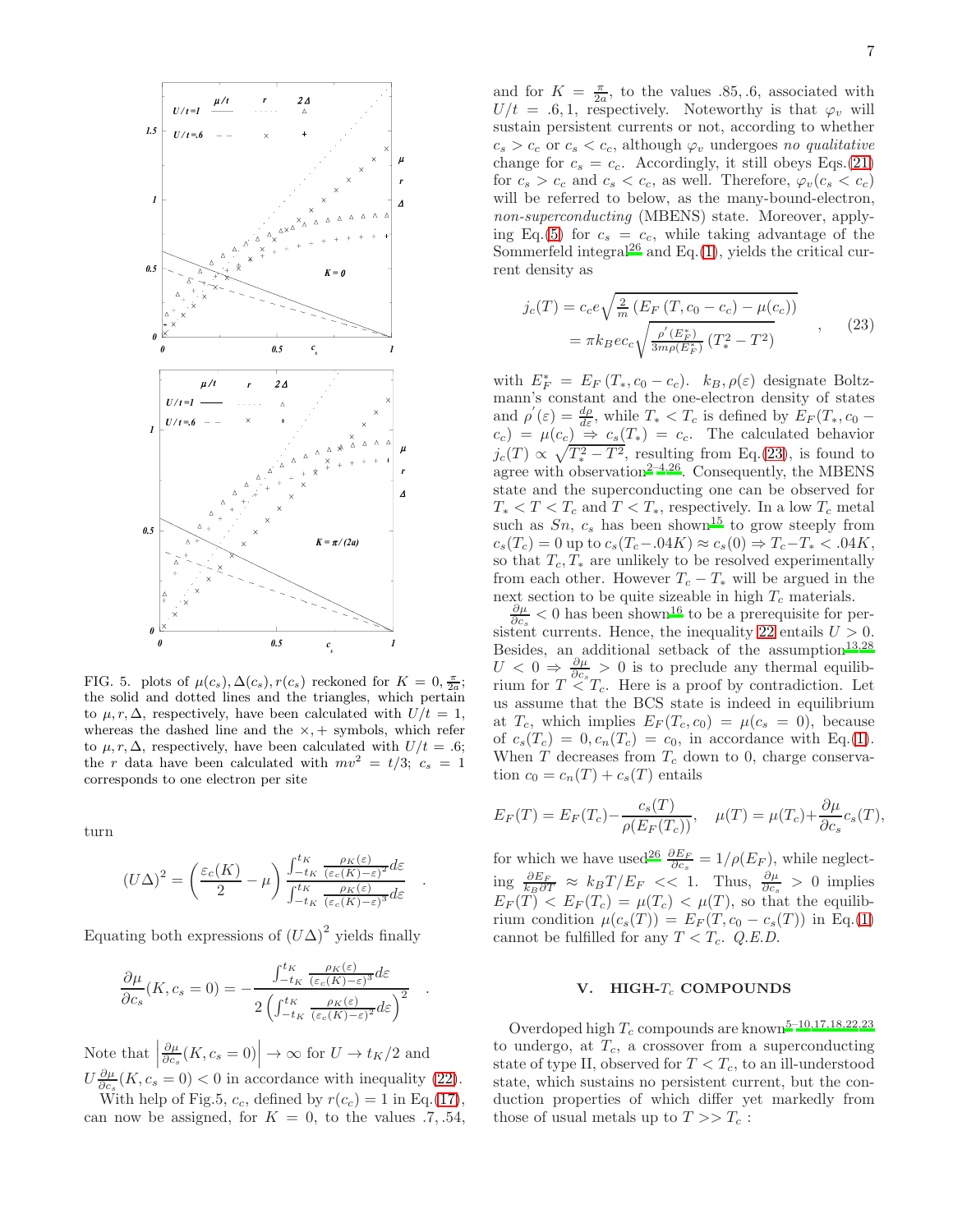FIG. 5. plots of $\mu(c_s), \Delta(c_s), r(c_s)$ reckoned for $K = 0, \frac{\pi}{2a}$; the solid and dotted lines and the triangles, which pertain to $\mu, r, \Delta$, respectively, have been calculated with $U/t = 1$, whereas the dashed line and the $\times, +$ symbols, which refer to $\mu, r, \Delta$, respectively, have been calculated with $U/t = .6$; the $r$ data have been calculated with $mv^2 = t/3$; $c_s = 1$ corresponds to one electron per site

turn

$$(U\Delta)^2 = \left(\frac{\varepsilon_c(K)}{2} - \mu\right) \frac{\int_{-t_K}^{t_K} \frac{\rho_K(\varepsilon)}{(\varepsilon_c(K)-\varepsilon)^2} d\varepsilon}{\int_{-t_K}^{t_K} \frac{\rho_K(\varepsilon)}{(\varepsilon_c(K)-\varepsilon)^3} d\varepsilon} \quad .$$

Equating both expressions of $(U\Delta)^2$ yields finally

$$\frac{\partial \mu}{\partial c_s}(K, c_s = 0) = -\frac{\int_{-t_K}^{t_K} \frac{\rho_K(\varepsilon)}{(\varepsilon_c(K)-\varepsilon)^3} d\varepsilon}{2\left(\int_{-t_K}^{t_K} \frac{\rho_K(\varepsilon)}{(\varepsilon_c(K)-\varepsilon)^2} d\varepsilon\right)^2} \quad .$$

Note that $\left|\frac{\partial \mu}{\partial c_s}(K, c_s = 0)\right| \to \infty$ for $U \to t_K/2$ and $U\frac{\partial \mu}{\partial c_s}(K, c_s = 0) < 0$ in accordance with inequality (22).

With help of Fig.5, $c_c$, defined by $r(c_c) = 1$ in Eq.(17), can now be assigned, for $K = 0$, to the values .7, .54, and for $K = \frac{\pi}{2a}$, to the values .85, .6, associated with $U/t = .6, 1$, respectively. Noteworthy is that $\varphi_v$ will sustain persistent currents or not, according to whether $c_s > c_c$ or $c_s < c_c$, although $\varphi_v$ undergoes *no qualitative* change for $c_s = c_c$. Accordingly, it still obeys Eqs.(21) for $c_s > c_c$ and $c_s < c_c$, as well. Therefore, $\varphi_v(c_s < c_c)$ will be referred to below, as the many-bound-electron, *non-superconducting* (MBENS) state. Moreover, applying Eq.(5) for $c_s = c_c$, while taking advantage of the Sommerfeld integral[26] and Eq.(1), yields the critical current density as

$$\begin{aligned} j_c(T) &= c_c e \sqrt{\frac{2}{m}\left(E_F\left(T, c_0 - c_c\right) - \mu(c_c)\right)} \\ &= \pi k_B e c_c \sqrt{\frac{\rho'(E_F^*)}{3m\rho(E_F^*)}\left(T_*^2 - T^2\right)} \end{aligned} \quad , \qquad (23)$$

with $E_F^* = E_F\left(T_*, c_0 - c_c\right)$. $k_B, \rho(\varepsilon)$ designate Boltzmann's constant and the one-electron density of states and $\rho'(\varepsilon) = \frac{d\rho}{d\varepsilon}$, while $T_* < T_c$ is defined by $E_F(T_*, c_0 - c_c) = \mu(c_c) \Rightarrow c_s(T_*) = c_c$. The calculated behavior $j_c(T) \propto \sqrt{T_*^2 - T^2}$, resulting from Eq.(23), is found to agree with observation[2–4,26]. Consequently, the MBENS state and the superconducting one can be observed for $T_* < T < T_c$ and $T < T_*$, respectively. In a low $T_c$ metal such as $Sn$, $c_s$ has been shown[15] to grow steeply from $c_s(T_c) = 0$ up to $c_s(T_c - .04K) \approx c_s(0) \Rightarrow T_c - T_* < .04K$, so that $T_c, T_*$ are unlikely to be resolved experimentally from each other. However $T_c - T_*$ will be argued in the next section to be quite sizeable in high $T_c$ materials.

$\frac{\partial \mu}{\partial c_s} < 0$ has been shown[16] to be a prerequisite for persistent currents. Hence, the inequality 22 entails $U > 0$. Besides, an additional setback of the assumption[13,28] $U < 0 \Rightarrow \frac{\partial \mu}{\partial c_s} > 0$ is to preclude any thermal equilibrium for $T < T_c$. Here is a proof by contradiction. Let us assume that the BCS state is indeed in equilibrium at $T_c$, which implies $E_F(T_c, c_0) = \mu(c_s = 0)$, because of $c_s(T_c) = 0, c_n(T_c) = c_0$, in accordance with Eq.(1). When $T$ decreases from $T_c$ down to 0, charge conservation $c_0 = c_n(T) + c_s(T)$ entails

$$E_F(T) = E_F(T_c) - \frac{c_s(T)}{\rho(E_F(T_c))}, \quad \mu(T) = \mu(T_c) + \frac{\partial \mu}{\partial c_s} c_s(T),$$

for which we have used[26] $\frac{\partial E_F}{\partial c_s} = 1/\rho(E_F)$, while neglecting $\frac{\partial E_F}{k_B \partial T} \approx k_B T/E_F << 1$. Thus, $\frac{\partial \mu}{\partial c_s} > 0$ implies $E_F(T) < E_F(T_c) = \mu(T_c) < \mu(T)$, so that the equilibrium condition $\mu(c_s(T)) = E_F(T, c_0 - c_s(T))$ in Eq.(1) cannot be fulfilled for any $T < T_c$. *Q.E.D.*

## V. HIGH-$T_c$ COMPOUNDS

Overdoped high $T_c$ compounds are known[5–10,17,18,22,23] to undergo, at $T_c$, a crossover from a superconducting state of type II, observed for $T < T_c$, to an ill-understood state, which sustains no persistent current, but the conduction properties of which differ yet markedly from those of usual metals up to $T >> T_c$ :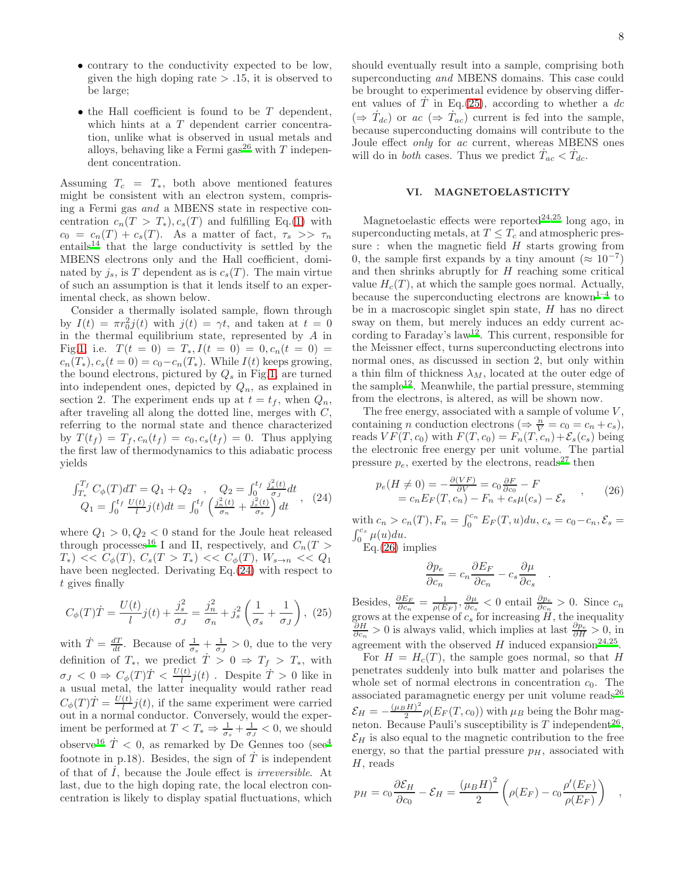- contrary to the conductivity expected to be low, given the high doping rate > .15, it is observed to be large;

- the Hall coefficient is found to be $T$ dependent, which hints at a $T$ dependent carrier concentration, unlike what is observed in usual metals and alloys, behaving like a Fermi gas[26] with $T$ independent concentration.

Assuming $T_c = T_*$, both above mentioned features might be consistent with an electron system, comprising a Fermi gas *and* a MBENS state in respective concentration $c_n(T > T_*), c_s(T)$ and fulfilling Eq.(1) with $c_0 = c_n(T) + c_s(T)$. As a matter of fact, $\tau_s >> \tau_n$ entails[14] that the large conductivity is settled by the MBENS electrons only and the Hall coefficient, dominated by $j_s$, is $T$ dependent as is $c_s(T)$. The main virtue of such an assumption is that it lends itself to an experimental check, as shown below.

Consider a thermally isolated sample, flown through by $I(t) = \pi r_0^2 j(t)$ with $j(t) = \gamma t$, and taken at $t = 0$ in the thermal equilibrium state, represented by $A$ in Fig.1, i.e. $T(t=0) = T_*, I(t=0) = 0, c_n(t=0) = c_n(T_*), c_s(t=0) = c_0 - c_n(T_*)$. While $I(t)$ keeps growing, the bound electrons, pictured by $Q_s$ in Fig.1, are turned into independent ones, depicted by $Q_n$, as explained in section 2. The experiment ends up at $t = t_f$, when $Q_n$, after traveling all along the dotted line, merges with $C$, referring to the normal state and thence characterized by $T(t_f) = T_f, c_n(t_f) = c_0, c_s(t_f) = 0$. Thus applying the first law of thermodynamics to this adiabatic process yields

$$
\begin{array}{c}
\int_{T_*}^{T_f} C_\phi(T)dT = Q_1 + Q_2 \quad , \quad Q_2 = \int_0^{t_f} \frac{j_s^2(t)}{\sigma_J}dt \\
Q_1 = \int_0^{t_f} \frac{U(t)}{l} j(t)dt = \int_0^{t_f} \left(\frac{j_n^2(t)}{\sigma_n} + \frac{j_s^2(t)}{\sigma_s}\right)dt
\end{array} \quad , \quad (24)
$$

where $Q_1 > 0, Q_2 < 0$ stand for the Joule heat released through processes[16] I and II, respectively, and $C_n(T > T_*) << C_\phi(T)$, $C_s(T > T_*) << C_\phi(T)$, $W_{s\to n} << Q_1$ have been neglected. Derivating Eq.(24) with respect to $t$ gives finally

$$
C_\phi(T)\dot{T} = \frac{U(t)}{l}j(t) + \frac{j_s^2}{\sigma_J} = \frac{j_n^2}{\sigma_n} + j_s^2\left(\frac{1}{\sigma_s} + \frac{1}{\sigma_J}\right), \quad (25)
$$

with $\dot{T} = \frac{dT}{dt}$. Because of $\frac{1}{\sigma_s} + \frac{1}{\sigma_J} > 0$, due to the very definition of $T_*$, we predict $\dot{T} > 0 \Rightarrow T_f > T_*$, with $\sigma_J < 0 \Rightarrow C_\phi(T)\dot{T} < \frac{U(t)}{l}j(t)$ . Despite $\dot{T} > 0$ like in a usual metal, the latter inequality would rather read $C_\phi(T)\dot{T} = \frac{U(t)}{l}j(t)$, if the same experiment were carried out in a normal conductor. Conversely, would the experiment be performed at $T < T_* \Rightarrow \frac{1}{\sigma_s} + \frac{1}{\sigma_J} < 0$, we should observe[16] $\dot{T} < 0$, as remarked by De Gennes too (see[4] footnote in p.18). Besides, the sign of $\dot{T}$ is independent of that of $\dot{I}$, because the Joule effect is *irreversible*. At last, due to the high doping rate, the local electron concentration is likely to display spatial fluctuations, which should eventually result into a sample, comprising both superconducting *and* MBENS domains. This case could be brought to experimental evidence by observing different values of $\dot{T}$ in Eq.(25), according to whether a *dc* ($\Rightarrow \dot{T}_{dc}$) or *ac* ($\Rightarrow \dot{T}_{ac}$) current is fed into the sample, because superconducting domains will contribute to the Joule effect *only* for *ac* current, whereas MBENS ones will do in *both* cases. Thus we predict $\dot{T}_{ac} < \dot{T}_{dc}$.

## VI. MAGNETOELASTICITY

Magnetoelastic effects were reported[24,25] long ago, in superconducting metals, at $T \le T_c$ and atmospheric pressure : when the magnetic field $H$ starts growing from 0, the sample first expands by a tiny amount ($\approx 10^{-7}$) and then shrinks abruptly for $H$ reaching some critical value $H_c(T)$, at which the sample goes normal. Actually, because the superconducting electrons are known[1–4] to be in a macroscopic singlet spin state, $H$ has no direct sway on them, but merely induces an eddy current according to Faraday's law[12]. This current, responsible for the Meissner effect, turns superconducting electrons into normal ones, as discussed in section 2, but only within a thin film of thickness $\lambda_M$, located at the outer edge of the sample[12]. Meanwhile, the partial pressure, stemming from the electrons, is altered, as will be shown now.

The free energy, associated with a sample of volume $V$, containing $n$ conduction electrons ($\Rightarrow \frac{n}{V} = c_0 = c_n + c_s$), reads $VF(T, c_0)$ with $F(T, c_0) = F_n(T, c_n) + \mathcal{E}_s(c_s)$ being the electronic free energy per unit volume. The partial pressure $p_e$, exerted by the electrons, reads[27] then

$$
\begin{array}{c}
p_e(H \neq 0) = -\frac{\partial(VF)}{\partial V} = c_0\frac{\partial F}{\partial c_0} - F \\
= c_n E_F(T, c_n) - F_n + c_s\mu(c_s) - \mathcal{E}_s
\end{array} \quad , \quad (26)
$$

with $c_n > c_n(T), F_n = \int_0^{c_n} E_F(T, u)du, c_s = c_0 - c_n, \mathcal{E}_s = \int_0^{c_s} \mu(u)du$.

Eq.(26) implies

$$
\frac{\partial p_e}{\partial c_n} = c_n\frac{\partial E_F}{\partial c_n} - c_s\frac{\partial \mu}{\partial c_s} \quad .
$$

Besides, $\frac{\partial E_F}{\partial c_n} = \frac{1}{\rho(E_F)}, \frac{\partial \mu}{\partial c_s} < 0$ entail $\frac{\partial p_e}{\partial c_n} > 0$. Since $c_n$ grows at the expense of $c_s$ for increasing $H$, the inequality $\frac{\partial H}{\partial c_n} > 0$ is always valid, which implies at last $\frac{\partial p_e}{\partial H} > 0$, in agreement with the observed $H$ induced expansion[24,25].

For $H = H_c(T)$, the sample goes normal, so that $H$ penetrates suddenly into bulk matter and polarises the whole set of normal electrons in concentration $c_0$. The associated paramagnetic energy per unit volume reads[26] $\mathcal{E}_H = -\frac{(\mu_B H)^2}{2}\rho(E_F(T, c_0))$ with $\mu_B$ being the Bohr magneton. Because Pauli's susceptibility is $T$ independent[26], $\mathcal{E}_H$ is also equal to the magnetic contribution to the free energy, so that the partial pressure $p_H$, associated with $H$, reads

$$
p_H = c_0\frac{\partial \mathcal{E}_H}{\partial c_0} - \mathcal{E}_H = \frac{(\mu_B H)^2}{2}\left(\rho(E_F) - c_0\frac{\rho'(E_F)}{\rho(E_F)}\right) \quad ,
$$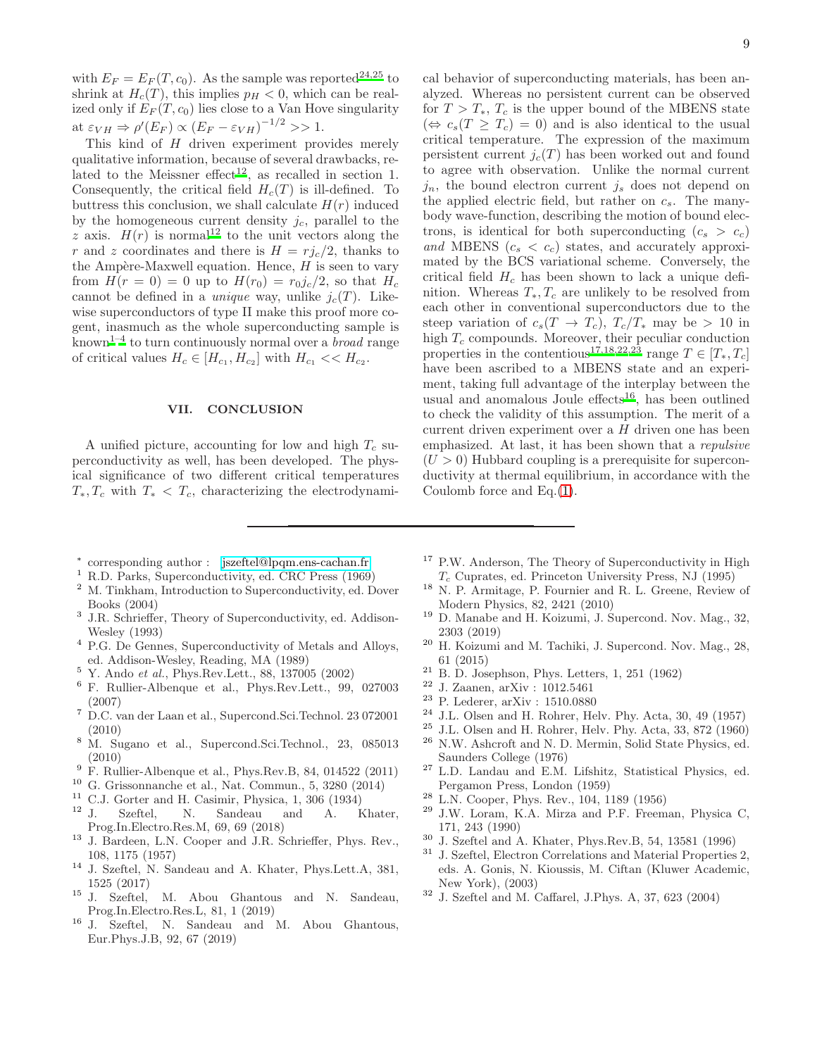with $E_F = E_F(T, c_0)$. As the sample was reported[24,25] to shrink at $H_c(T)$, this implies $p_H < 0$, which can be realized only if $E_F(T, c_0)$ lies close to a Van Hove singularity at $\varepsilon_{VH} \Rightarrow \rho'(E_F) \propto (E_F - \varepsilon_{VH})^{-1/2} >> 1$.

This kind of $H$ driven experiment provides merely qualitative information, because of several drawbacks, related to the Meissner effect[12], as recalled in section 1. Consequently, the critical field $H_c(T)$ is ill-defined. To buttress this conclusion, we shall calculate $H(r)$ induced by the homogeneous current density $j_c$, parallel to the $z$ axis. $H(r)$ is normal[12] to the unit vectors along the $r$ and $z$ coordinates and there is $H = rj_c/2$, thanks to the Ampère-Maxwell equation. Hence, $H$ is seen to vary from $H(r = 0) = 0$ up to $H(r_0) = r_0 j_c/2$, so that $H_c$ cannot be defined in a *unique* way, unlike $j_c(T)$. Likewise superconductors of type II make this proof more cogent, inasmuch as the whole superconducting sample is known[1–4] to turn continuously normal over a *broad* range of critical values $H_c \in [H_{c_1}, H_{c_2}]$ with $H_{c_1} << H_{c_2}$.

## VII. CONCLUSION

A unified picture, accounting for low and high $T_c$ superconductivity as well, has been developed. The physical significance of two different critical temperatures $T_*, T_c$ with $T_* < T_c$, characterizing the electrodynamical behavior of superconducting materials, has been analyzed. Whereas no persistent current can be observed for $T > T_*$, $T_c$ is the upper bound of the MBENS state ($\Leftrightarrow c_s(T \geq T_c) = 0$) and is also identical to the usual critical temperature. The expression of the maximum persistent current $j_c(T)$ has been worked out and found to agree with observation. Unlike the normal current $j_n$, the bound electron current $j_s$ does not depend on the applied electric field, but rather on $c_s$. The many-body wave-function, describing the motion of bound electrons, is identical for both superconducting ($c_s > c_c$) *and* MBENS ($c_s < c_c$) states, and accurately approximated by the BCS variational scheme. Conversely, the critical field $H_c$ has been shown to lack a unique definition. Whereas $T_*, T_c$ are unlikely to be resolved from each other in conventional superconductors due to the steep variation of $c_s(T \to T_c)$, $T_c/T_*$ may be $> 10$ in high $T_c$ compounds. Moreover, their peculiar conduction properties in the contentious[17,18,22,23] range $T \in [T_*, T_c]$ have been ascribed to a MBENS state and an experiment, taking full advantage of the interplay between the usual and anomalous Joule effects[16], has been outlined to check the validity of this assumption. The merit of a current driven experiment over a $H$ driven one has been emphasized. At last, it has been shown that a *repulsive* ($U > 0$) Hubbard coupling is a prerequisite for superconductivity at thermal equilibrium, in accordance with the Coulomb force and Eq.(1).

---

* corresponding author : jszeftel@lpqm.ens-cachan.fr
1. R.D. Parks, Superconductivity, ed. CRC Press (1969)
2. M. Tinkham, Introduction to Superconductivity, ed. Dover Books (2004)
3. J.R. Schrieffer, Theory of Superconductivity, ed. Addison-Wesley (1993)
4. P.G. De Gennes, Superconductivity of Metals and Alloys, ed. Addison-Wesley, Reading, MA (1989)
5. Y. Ando *et al.*, Phys.Rev.Lett., 88, 137005 (2002)
6. F. Rullier-Albenque et al., Phys.Rev.Lett., 99, 027003 (2007)
7. D.C. van der Laan et al., Supercond.Sci.Technol. 23 072001 (2010)
8. M. Sugano et al., Supercond.Sci.Technol., 23, 085013 (2010)
9. F. Rullier-Albenque et al., Phys.Rev.B, 84, 014522 (2011)
10. G. Grissonnanche et al., Nat. Commun., 5, 3280 (2014)
11. C.J. Gorter and H. Casimir, Physica, 1, 306 (1934)
12. J. Szeftel, N. Sandeau and A. Khater, Prog.In.Electro.Res.M, 69, 69 (2018)
13. J. Bardeen, L.N. Cooper and J.R. Schrieffer, Phys. Rev., 108, 1175 (1957)
14. J. Szeftel, N. Sandeau and A. Khater, Phys.Lett.A, 381, 1525 (2017)
15. J. Szeftel, M. Abou Ghantous and N. Sandeau, Prog.In.Electro.Res.L, 81, 1 (2019)
16. J. Szeftel, N. Sandeau and M. Abou Ghantous, Eur.Phys.J.B, 92, 67 (2019)
17. P.W. Anderson, The Theory of Superconductivity in High $T_c$ Cuprates, ed. Princeton University Press, NJ (1995)
18. N. P. Armitage, P. Fournier and R. L. Greene, Review of Modern Physics, 82, 2421 (2010)
19. D. Manabe and H. Koizumi, J. Supercond. Nov. Mag., 32, 2303 (2019)
20. H. Koizumi and M. Tachiki, J. Supercond. Nov. Mag., 28, 61 (2015)
21. B. D. Josephson, Phys. Letters, 1, 251 (1962)
22. J. Zaanen, arXiv : 1012.5461
23. P. Lederer, arXiv : 1510.0880
24. J.L. Olsen and H. Rohrer, Helv. Phy. Acta, 30, 49 (1957)
25. J.L. Olsen and H. Rohrer, Helv. Phy. Acta, 33, 872 (1960)
26. N.W. Ashcroft and N. D. Mermin, Solid State Physics, ed. Saunders College (1976)
27. L.D. Landau and E.M. Lifshitz, Statistical Physics, ed. Pergamon Press, London (1959)
28. L.N. Cooper, Phys. Rev., 104, 1189 (1956)
29. J.W. Loram, K.A. Mirza and P.F. Freeman, Physica C, 171, 243 (1990)
30. J. Szeftel and A. Khater, Phys.Rev.B, 54, 13581 (1996)
31. J. Szeftel, Electron Correlations and Material Properties 2, eds. A. Gonis, N. Kioussis, M. Ciftan (Kluwer Academic, New York), (2003)
32. J. Szeftel and M. Caffarel, J.Phys. A, 37, 623 (2004)